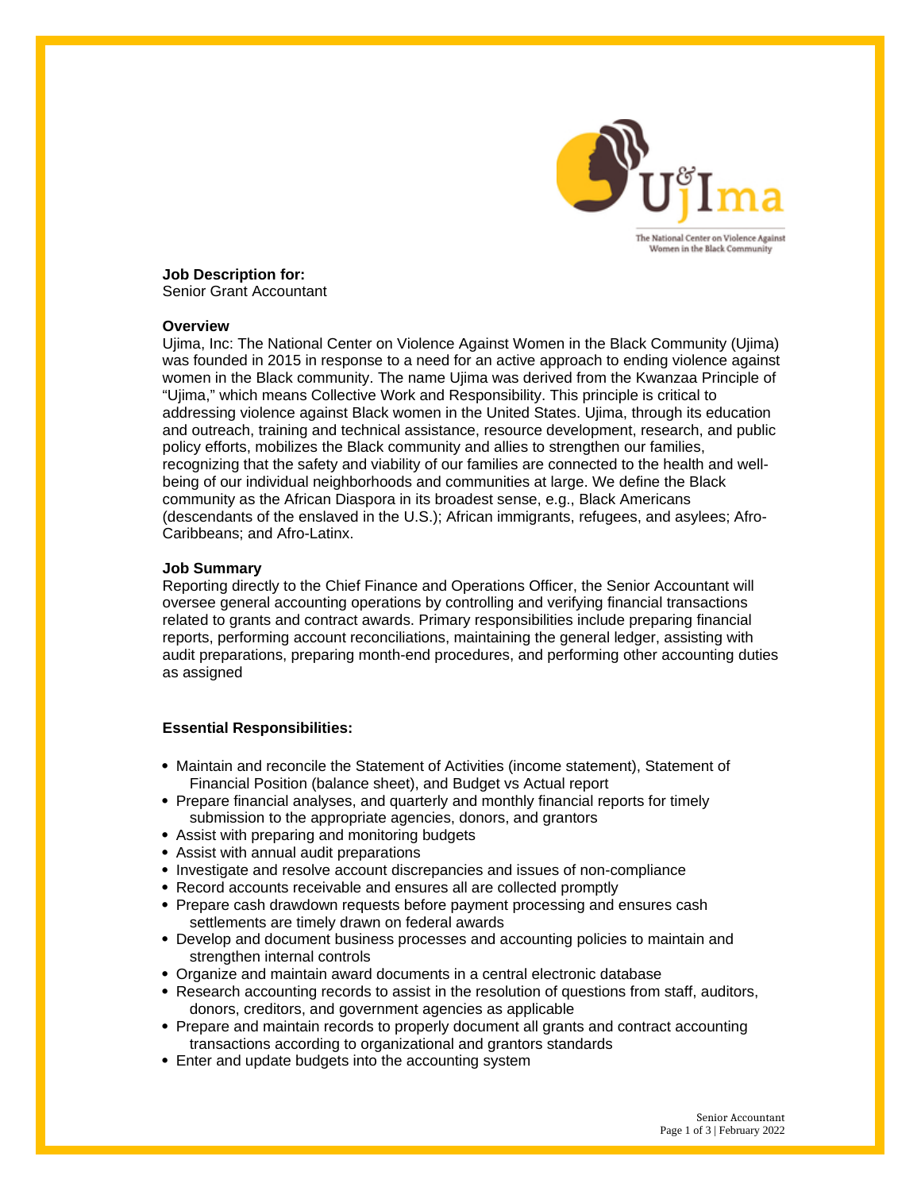Ujima

The National Center on Violence Against Women in the Black Community

**Job Description for:**
Senior Grant Accountant

**Overview**

Ujima, Inc: The National Center on Violence Against Women in the Black Community (Ujima) was founded in 2015 in response to a need for an active approach to ending violence against women in the Black community. The name Ujima was derived from the Kwanzaa Principle of "Ujima," which means Collective Work and Responsibility. This principle is critical to addressing violence against Black women in the United States. Ujima, through its education and outreach, training and technical assistance, resource development, research, and public policy efforts, mobilizes the Black community and allies to strengthen our families, recognizing that the safety and viability of our families are connected to the health and well-being of our individual neighborhoods and communities at large. We define the Black community as the African Diaspora in its broadest sense, e.g., Black Americans (descendants of the enslaved in the U.S.); African immigrants, refugees, and asylees; Afro-Caribbeans; and Afro-Latinx.

**Job Summary**

Reporting directly to the Chief Finance and Operations Officer, the Senior Accountant will oversee general accounting operations by controlling and verifying financial transactions related to grants and contract awards. Primary responsibilities include preparing financial reports, performing account reconciliations, maintaining the general ledger, assisting with audit preparations, preparing month-end procedures, and performing other accounting duties as assigned

**Essential Responsibilities:**

- Maintain and reconcile the Statement of Activities (income statement), Statement of Financial Position (balance sheet), and Budget vs Actual report
- Prepare financial analyses, and quarterly and monthly financial reports for timely submission to the appropriate agencies, donors, and grantors
- Assist with preparing and monitoring budgets
- Assist with annual audit preparations
- Investigate and resolve account discrepancies and issues of non-compliance
- Record accounts receivable and ensures all are collected promptly
- Prepare cash drawdown requests before payment processing and ensures cash settlements are timely drawn on federal awards
- Develop and document business processes and accounting policies to maintain and strengthen internal controls
- Organize and maintain award documents in a central electronic database
- Research accounting records to assist in the resolution of questions from staff, auditors, donors, creditors, and government agencies as applicable
- Prepare and maintain records to properly document all grants and contract accounting transactions according to organizational and grantors standards
- Enter and update budgets into the accounting system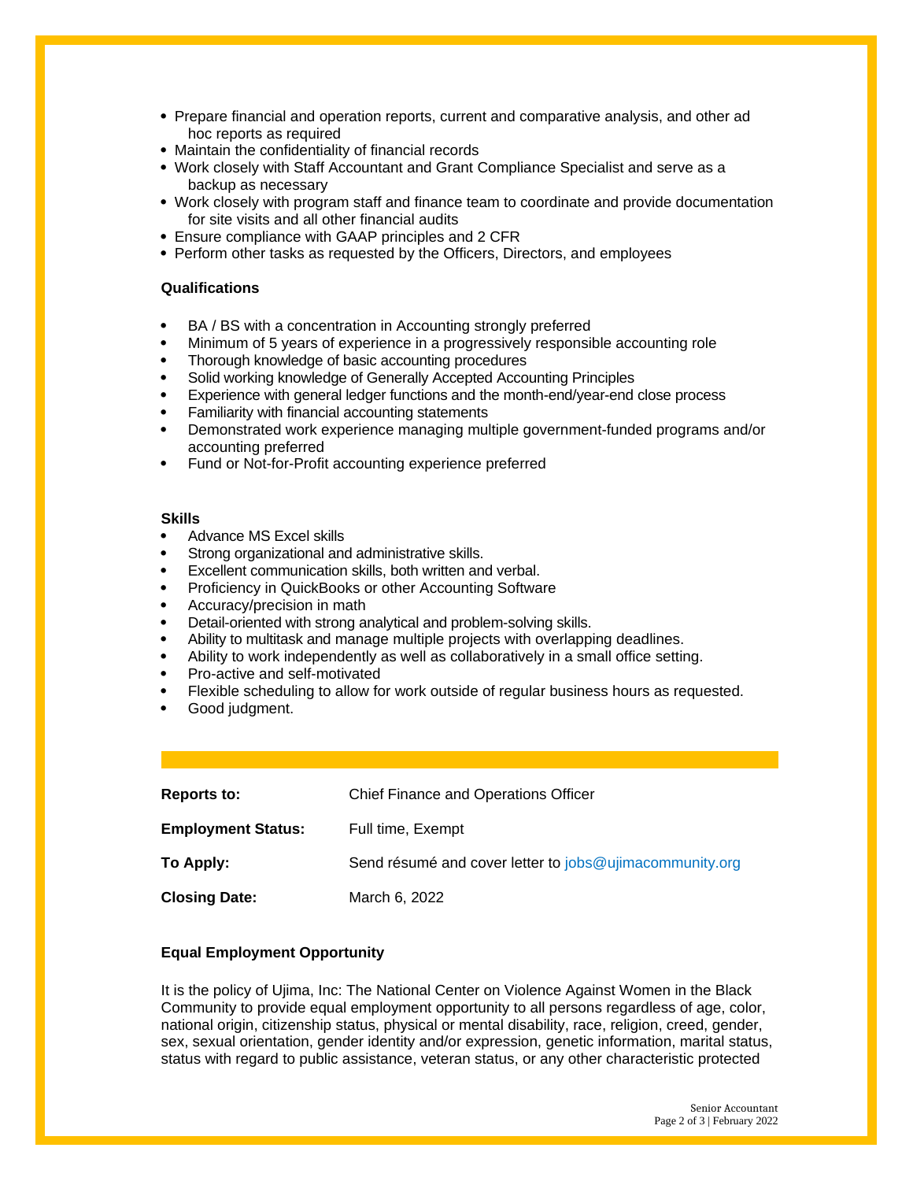- Prepare financial and operation reports, current and comparative analysis, and other ad hoc reports as required
- Maintain the confidentiality of financial records
- Work closely with Staff Accountant and Grant Compliance Specialist and serve as a backup as necessary
- Work closely with program staff and finance team to coordinate and provide documentation for site visits and all other financial audits
- Ensure compliance with GAAP principles and 2 CFR
- Perform other tasks as requested by the Officers, Directors, and employees

**Qualifications**

- BA / BS with a concentration in Accounting strongly preferred
- Minimum of 5 years of experience in a progressively responsible accounting role
- Thorough knowledge of basic accounting procedures
- Solid working knowledge of Generally Accepted Accounting Principles
- Experience with general ledger functions and the month-end/year-end close process
- Familiarity with financial accounting statements
- Demonstrated work experience managing multiple government-funded programs and/or accounting preferred
- Fund or Not-for-Profit accounting experience preferred

**Skills**

- Advance MS Excel skills
- Strong organizational and administrative skills.
- Excellent communication skills, both written and verbal.
- Proficiency in QuickBooks or other Accounting Software
- Accuracy/precision in math
- Detail-oriented with strong analytical and problem-solving skills.
- Ability to multitask and manage multiple projects with overlapping deadlines.
- Ability to work independently as well as collaboratively in a small office setting.
- Pro-active and self-motivated
- Flexible scheduling to allow for work outside of regular business hours as requested.
- Good judgment.

| | |
|---|---|
| **Reports to:** | Chief Finance and Operations Officer |
| **Employment Status:** | Full time, Exempt |
| **To Apply:** | Send résumé and cover letter to jobs@ujimacommunity.org |
| **Closing Date:** | March 6, 2022 |

**Equal Employment Opportunity**

It is the policy of Ujima, Inc: The National Center on Violence Against Women in the Black Community to provide equal employment opportunity to all persons regardless of age, color, national origin, citizenship status, physical or mental disability, race, religion, creed, gender, sex, sexual orientation, gender identity and/or expression, genetic information, marital status, status with regard to public assistance, veteran status, or any other characteristic protected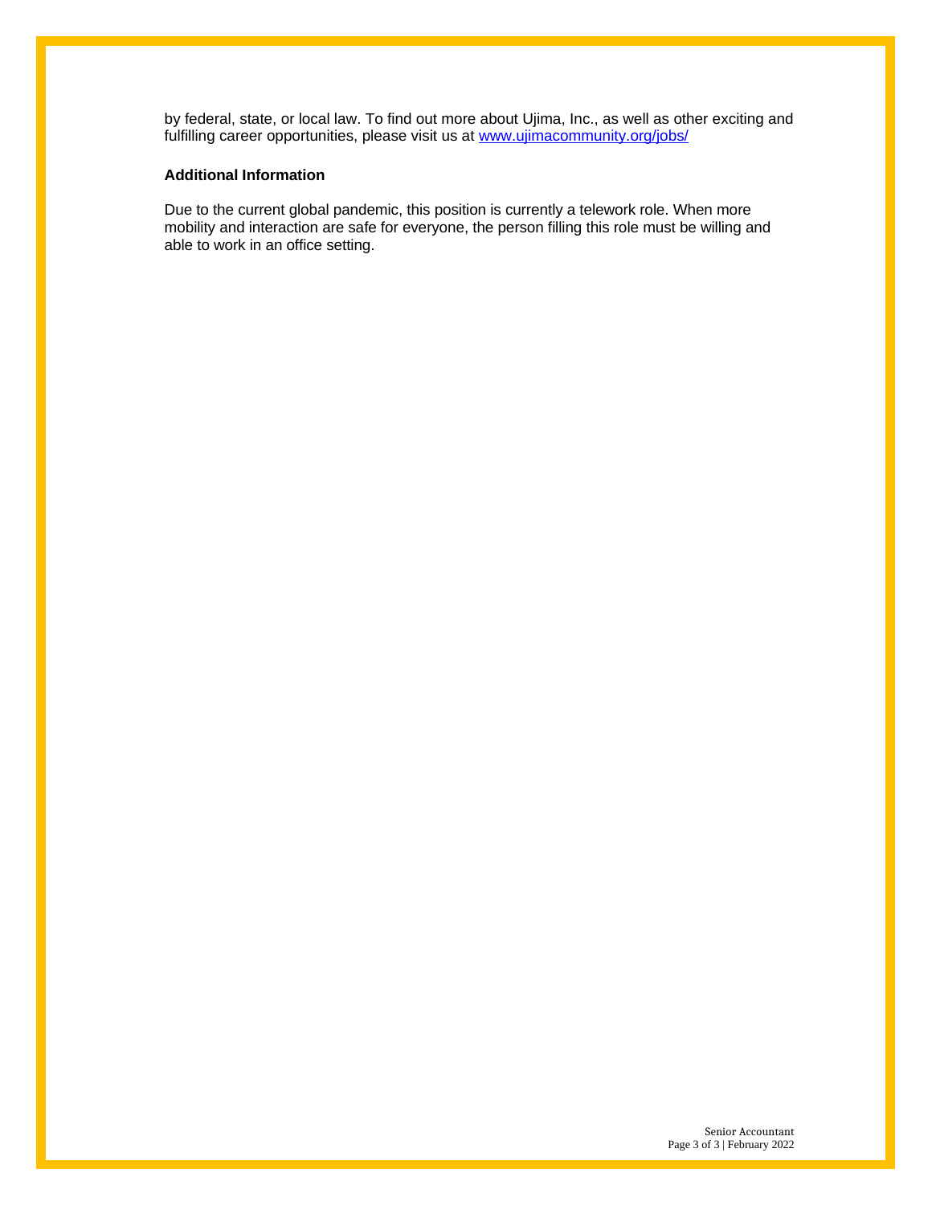by federal, state, or local law. To find out more about Ujima, Inc., as well as other exciting and fulfilling career opportunities, please visit us at [www.ujimacommunity.org/jobs/](www.ujimacommunity.org/jobs/)

**Additional Information**

Due to the current global pandemic, this position is currently a telework role. When more mobility and interaction are safe for everyone, the person filling this role must be willing and able to work in an office setting.